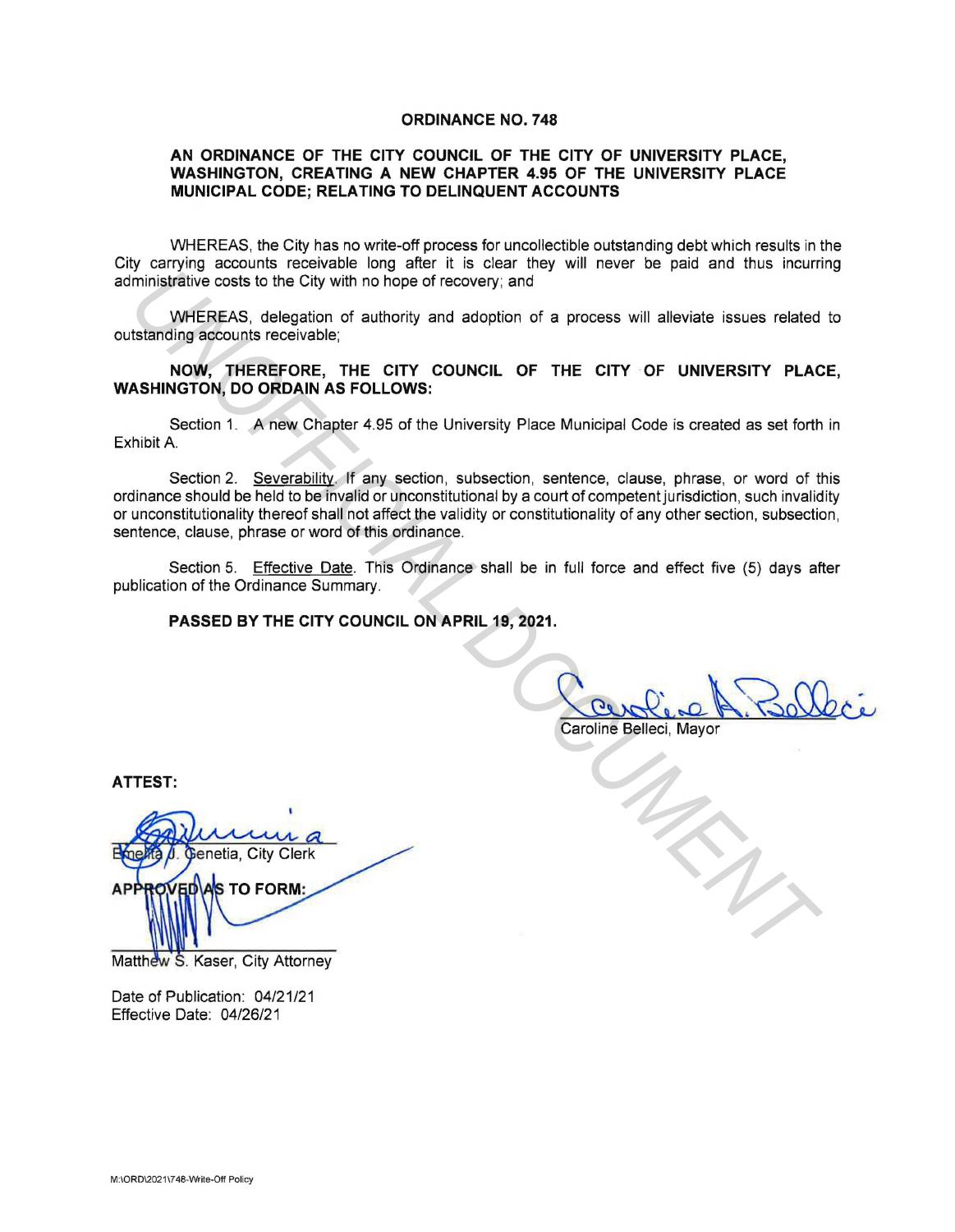**ORDINANCE NO. 748**

**AN ORDINANCE OF THE CITY COUNCIL OF THE CITY OF UNIVERSITY PLACE, WASHINGTON, CREATING A NEW CHAPTER 4.95 OF THE UNIVERSITY PLACE MUNICIPAL CODE; RELATING TO DELINQUENT ACCOUNTS**

WHEREAS, the City has no write-off process for uncollectible outstanding debt which results in the City carrying accounts receivable long after it is clear they will never be paid and thus incurring administrative costs to the City with no hope of recovery; and

WHEREAS, delegation of authority and adoption of a process will alleviate issues related to outstanding accounts receivable;

**NOW, THEREFORE, THE CITY COUNCIL OF THE CITY OF UNIVERSITY PLACE, WASHINGTON, DO ORDAIN AS FOLLOWS:**

Section 1. A new Chapter 4.95 of the University Place Municipal Code is created as set forth in Exhibit A.

Section 2. Severability. If any section, subsection, sentence, clause, phrase, or word of this ordinance should be held to be invalid or unconstitutional by a court of competent jurisdiction, such invalidity or unconstitutionality thereof shall not affect the validity or constitutionality of any other section, subsection, sentence, clause, phrase or word of this ordinance.

Section 5. Effective Date. This Ordinance shall be in full force and effect five (5) days after publication of the Ordinance Summary.

**PASSED BY THE CITY COUNCIL ON APRIL 19, 2021.**

Caroline Belleci, Mayor

**ATTEST:**

Emelita J. Genetia, City Clerk

**APPROVED AS TO FORM:**

Matthew S. Kaser, City Attorney

Date of Publication: 04/21/21
Effective Date: 04/26/21

M:\ORD\2021\748-Write-Off Policy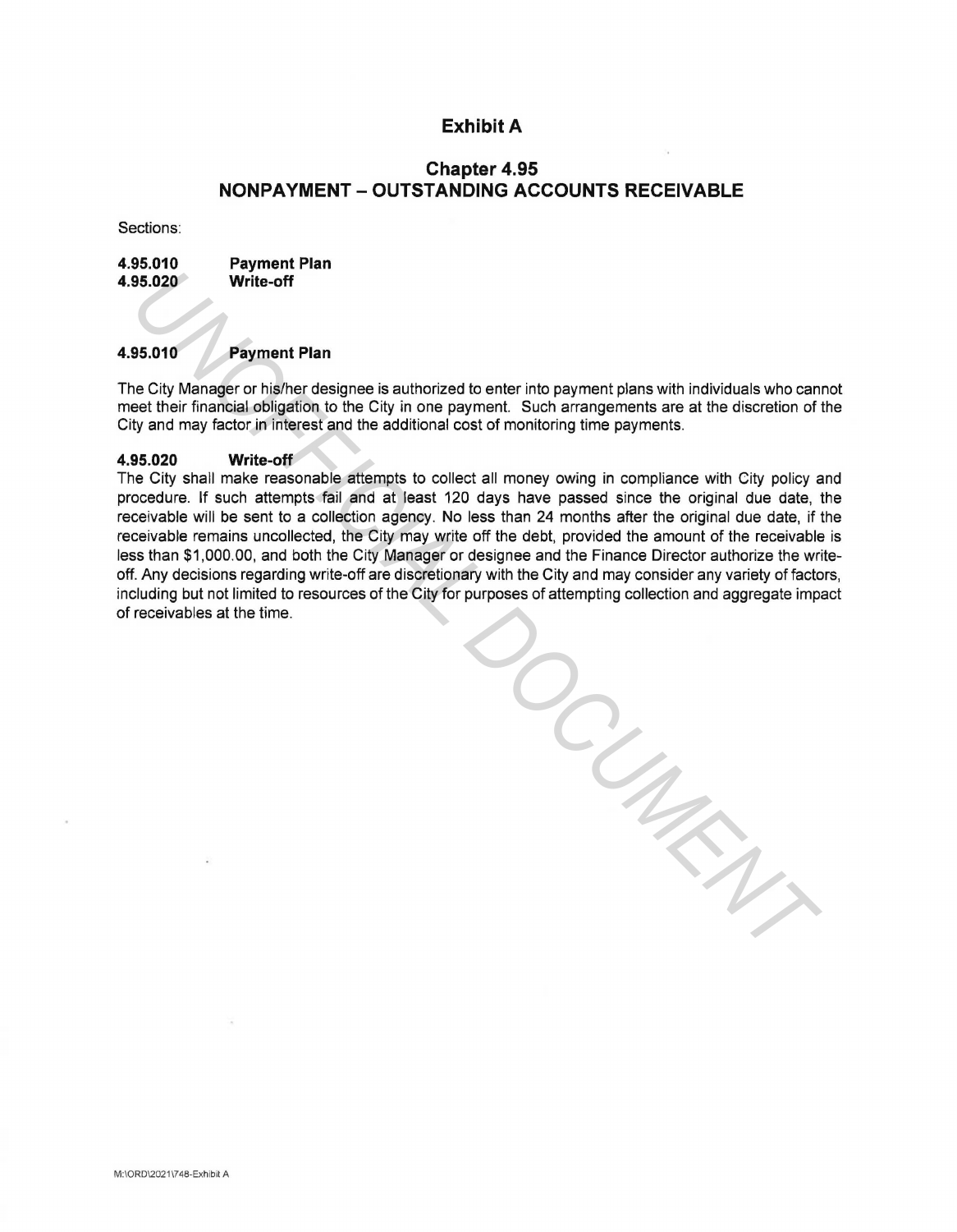# Exhibit A

## Chapter 4.95
## NONPAYMENT – OUTSTANDING ACCOUNTS RECEIVABLE

Sections:

**4.95.010 Payment Plan**
**4.95.020 Write-off**

### 4.95.010 Payment Plan

The City Manager or his/her designee is authorized to enter into payment plans with individuals who cannot meet their financial obligation to the City in one payment. Such arrangements are at the discretion of the City and may factor in interest and the additional cost of monitoring time payments.

### 4.95.020 Write-off

The City shall make reasonable attempts to collect all money owing in compliance with City policy and procedure. If such attempts fail and at least 120 days have passed since the original due date, the receivable will be sent to a collection agency. No less than 24 months after the original due date, if the receivable remains uncollected, the City may write off the debt, provided the amount of the receivable is less than $1,000.00, and both the City Manager or designee and the Finance Director authorize the write-off. Any decisions regarding write-off are discretionary with the City and may consider any variety of factors, including but not limited to resources of the City for purposes of attempting collection and aggregate impact of receivables at the time.

M:\ORD\2021\748-Exhibit A